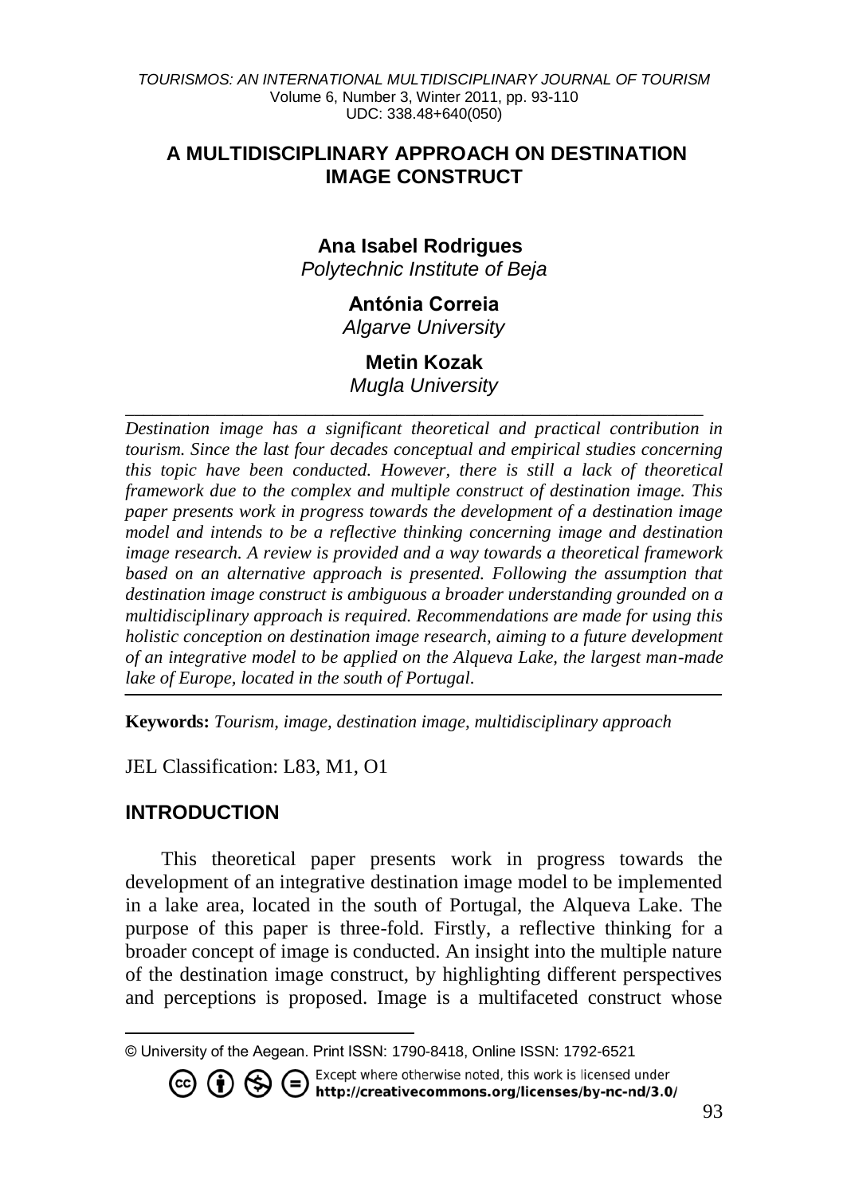# A MULTIDISCIPLINARY APPROACH ON DESTINATION IMAGE CONSTRUCT

**Ana Isabel Rodrigues**
*Polytechnic Institute of Beja*

**Antónia Correia**
*Algarve University*

**Metin Kozak**
*Mugla University*

*Destination image has a significant theoretical and practical contribution in tourism. Since the last four decades conceptual and empirical studies concerning this topic have been conducted. However, there is still a lack of theoretical framework due to the complex and multiple construct of destination image. This paper presents work in progress towards the development of a destination image model and intends to be a reflective thinking concerning image and destination image research. A review is provided and a way towards a theoretical framework based on an alternative approach is presented. Following the assumption that destination image construct is ambiguous a broader understanding grounded on a multidisciplinary approach is required. Recommendations are made for using this holistic conception on destination image research, aiming to a future development of an integrative model to be applied on the Alqueva Lake, the largest man-made lake of Europe, located in the south of Portugal.*

**Keywords:** *Tourism, image, destination image, multidisciplinary approach*

JEL Classification: L83, M1, O1

## INTRODUCTION

This theoretical paper presents work in progress towards the development of an integrative destination image model to be implemented in a lake area, located in the south of Portugal, the Alqueva Lake. The purpose of this paper is three-fold. Firstly, a reflective thinking for a broader concept of image is conducted. An insight into the multiple nature of the destination image construct, by highlighting different perspectives and perceptions is proposed. Image is a multifaceted construct whose

© University of the Aegean. Print ISSN: 1790-8418, Online ISSN: 1792-6521

Except where otherwise noted, this work is licensed under http://creativecommons.org/licenses/by-nc-nd/3.0/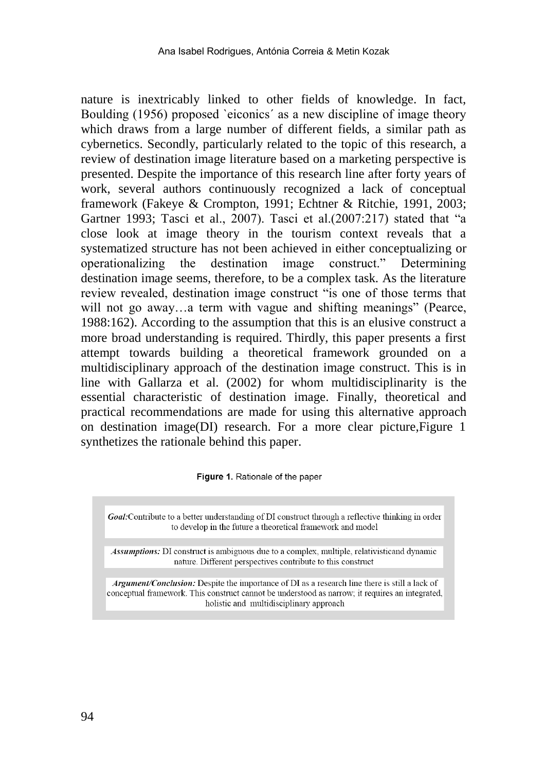nature is inextricably linked to other fields of knowledge. In fact, Boulding (1956) proposed `eiconics´ as a new discipline of image theory which draws from a large number of different fields, a similar path as cybernetics. Secondly, particularly related to the topic of this research, a review of destination image literature based on a marketing perspective is presented. Despite the importance of this research line after forty years of work, several authors continuously recognized a lack of conceptual framework (Fakeye & Crompton, 1991; Echtner & Ritchie, 1991, 2003; Gartner 1993; Tasci et al., 2007). Tasci et al.(2007:217) stated that "a close look at image theory in the tourism context reveals that a systematized structure has not been achieved in either conceptualizing or operationalizing the destination image construct." Determining destination image seems, therefore, to be a complex task. As the literature review revealed, destination image construct "is one of those terms that will not go away…a term with vague and shifting meanings" (Pearce, 1988:162). According to the assumption that this is an elusive construct a more broad understanding is required. Thirdly, this paper presents a first attempt towards building a theoretical framework grounded on a multidisciplinary approach of the destination image construct. This is in line with Gallarza et al. (2002) for whom multidisciplinarity is the essential characteristic of destination image. Finally, theoretical and practical recommendations are made for using this alternative approach on destination image(DI) research. For a more clear picture,Figure 1 synthetizes the rationale behind this paper.

**Figure 1.** Rationale of the paper

***Goal:***Contribute to a better understanding of DI construct through a reflective thinking in order to develop in the future a theoretical framework and model

***Assumptions:*** DI construct is ambiguous due to a complex, multiple, relativisticand dynamic nature. Different perspectives contribute to this construct

***Argument/Conclusion:*** Despite the importance of DI as a research line there is still a lack of conceptual framework. This construct cannot be understood as narrow; it requires an integrated, holistic and multidisciplinary approach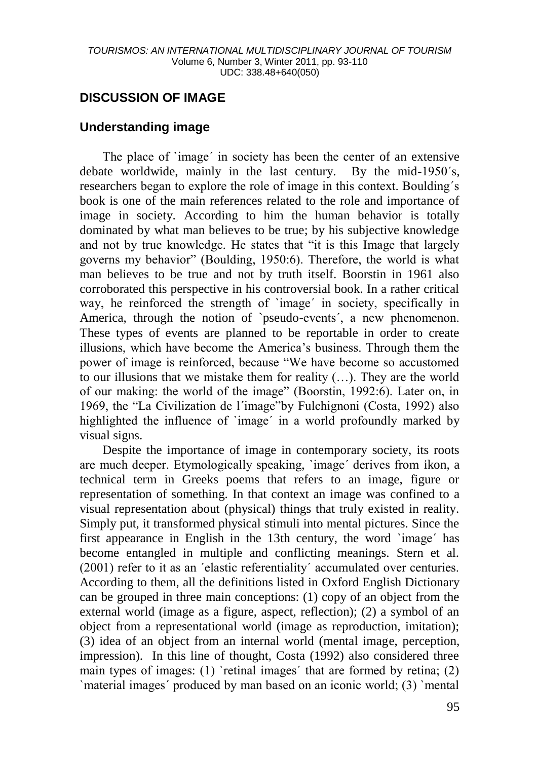## DISCUSSION OF IMAGE

### Understanding image

The place of `image´ in society has been the center of an extensive debate worldwide, mainly in the last century. By the mid-1950´s, researchers began to explore the role of image in this context. Boulding´s book is one of the main references related to the role and importance of image in society. According to him the human behavior is totally dominated by what man believes to be true; by his subjective knowledge and not by true knowledge. He states that "it is this Image that largely governs my behavior" (Boulding, 1950:6). Therefore, the world is what man believes to be true and not by truth itself. Boorstin in 1961 also corroborated this perspective in his controversial book. In a rather critical way, he reinforced the strength of `image´ in society, specifically in America, through the notion of `pseudo-events´, a new phenomenon. These types of events are planned to be reportable in order to create illusions, which have become the America's business. Through them the power of image is reinforced, because "We have become so accustomed to our illusions that we mistake them for reality (…). They are the world of our making: the world of the image" (Boorstin, 1992:6). Later on, in 1969, the "La Civilization de l´image"by Fulchignoni (Costa, 1992) also highlighted the influence of `image´ in a world profoundly marked by visual signs.

Despite the importance of image in contemporary society, its roots are much deeper. Etymologically speaking, `image´ derives from ikon, a technical term in Greeks poems that refers to an image, figure or representation of something. In that context an image was confined to a visual representation about (physical) things that truly existed in reality. Simply put, it transformed physical stimuli into mental pictures. Since the first appearance in English in the 13th century, the word `image´ has become entangled in multiple and conflicting meanings. Stern et al. (2001) refer to it as an ´elastic referentiality´ accumulated over centuries. According to them, all the definitions listed in Oxford English Dictionary can be grouped in three main conceptions: (1) copy of an object from the external world (image as a figure, aspect, reflection); (2) a symbol of an object from a representational world (image as reproduction, imitation); (3) idea of an object from an internal world (mental image, perception, impression). In this line of thought, Costa (1992) also considered three main types of images: (1) `retinal images´ that are formed by retina; (2) `material images´ produced by man based on an iconic world; (3) `mental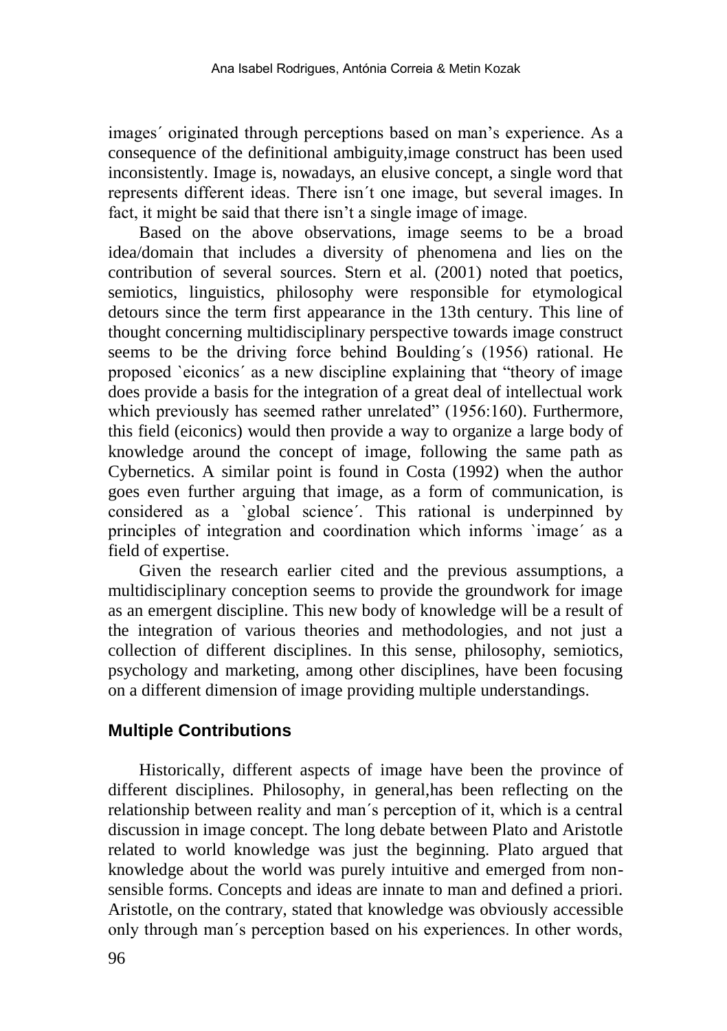images´ originated through perceptions based on man's experience. As a consequence of the definitional ambiguity,image construct has been used inconsistently. Image is, nowadays, an elusive concept, a single word that represents different ideas. There isn´t one image, but several images. In fact, it might be said that there isn't a single image of image.

Based on the above observations, image seems to be a broad idea/domain that includes a diversity of phenomena and lies on the contribution of several sources. Stern et al. (2001) noted that poetics, semiotics, linguistics, philosophy were responsible for etymological detours since the term first appearance in the 13th century. This line of thought concerning multidisciplinary perspective towards image construct seems to be the driving force behind Boulding´s (1956) rational. He proposed `eiconics´ as a new discipline explaining that "theory of image does provide a basis for the integration of a great deal of intellectual work which previously has seemed rather unrelated" (1956:160). Furthermore, this field (eiconics) would then provide a way to organize a large body of knowledge around the concept of image, following the same path as Cybernetics. A similar point is found in Costa (1992) when the author goes even further arguing that image, as a form of communication, is considered as a `global science´. This rational is underpinned by principles of integration and coordination which informs `image´ as a field of expertise.

Given the research earlier cited and the previous assumptions, a multidisciplinary conception seems to provide the groundwork for image as an emergent discipline. This new body of knowledge will be a result of the integration of various theories and methodologies, and not just a collection of different disciplines. In this sense, philosophy, semiotics, psychology and marketing, among other disciplines, have been focusing on a different dimension of image providing multiple understandings.

## Multiple Contributions

Historically, different aspects of image have been the province of different disciplines. Philosophy, in general,has been reflecting on the relationship between reality and man´s perception of it, which is a central discussion in image concept. The long debate between Plato and Aristotle related to world knowledge was just the beginning. Plato argued that knowledge about the world was purely intuitive and emerged from non-sensible forms. Concepts and ideas are innate to man and defined a priori. Aristotle, on the contrary, stated that knowledge was obviously accessible only through man´s perception based on his experiences. In other words,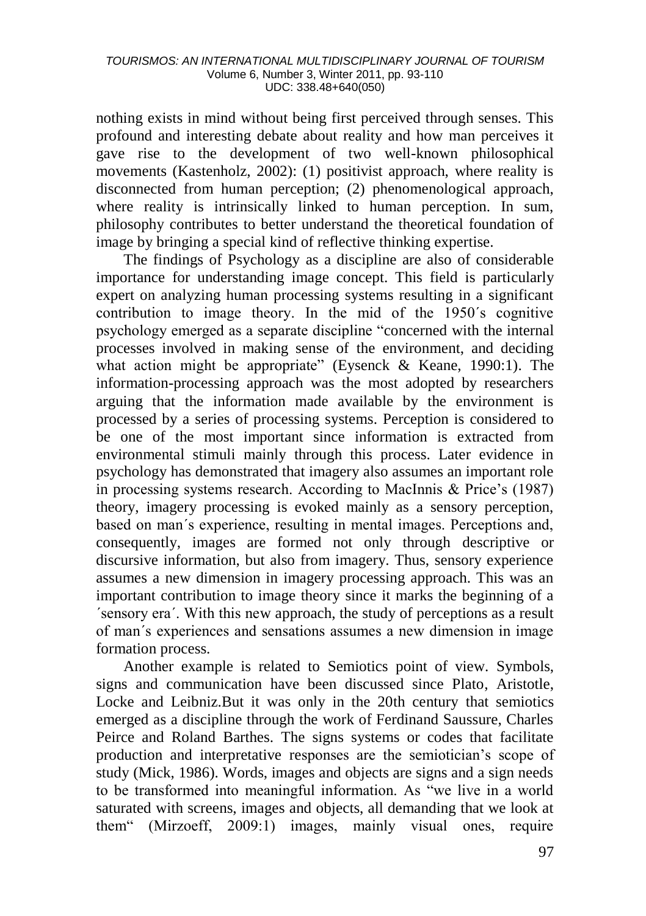nothing exists in mind without being first perceived through senses. This profound and interesting debate about reality and how man perceives it gave rise to the development of two well-known philosophical movements (Kastenholz, 2002): (1) positivist approach, where reality is disconnected from human perception; (2) phenomenological approach, where reality is intrinsically linked to human perception. In sum, philosophy contributes to better understand the theoretical foundation of image by bringing a special kind of reflective thinking expertise.

The findings of Psychology as a discipline are also of considerable importance for understanding image concept. This field is particularly expert on analyzing human processing systems resulting in a significant contribution to image theory. In the mid of the 1950´s cognitive psychology emerged as a separate discipline "concerned with the internal processes involved in making sense of the environment, and deciding what action might be appropriate" (Eysenck & Keane, 1990:1). The information-processing approach was the most adopted by researchers arguing that the information made available by the environment is processed by a series of processing systems. Perception is considered to be one of the most important since information is extracted from environmental stimuli mainly through this process. Later evidence in psychology has demonstrated that imagery also assumes an important role in processing systems research. According to MacInnis & Price's (1987) theory, imagery processing is evoked mainly as a sensory perception, based on man´s experience, resulting in mental images. Perceptions and, consequently, images are formed not only through descriptive or discursive information, but also from imagery. Thus, sensory experience assumes a new dimension in imagery processing approach. This was an important contribution to image theory since it marks the beginning of a ´sensory era´. With this new approach, the study of perceptions as a result of man´s experiences and sensations assumes a new dimension in image formation process.

Another example is related to Semiotics point of view. Symbols, signs and communication have been discussed since Plato, Aristotle, Locke and Leibniz.But it was only in the 20th century that semiotics emerged as a discipline through the work of Ferdinand Saussure, Charles Peirce and Roland Barthes. The signs systems or codes that facilitate production and interpretative responses are the semiotician's scope of study (Mick, 1986). Words, images and objects are signs and a sign needs to be transformed into meaningful information. As "we live in a world saturated with screens, images and objects, all demanding that we look at them" (Mirzoeff, 2009:1) images, mainly visual ones, require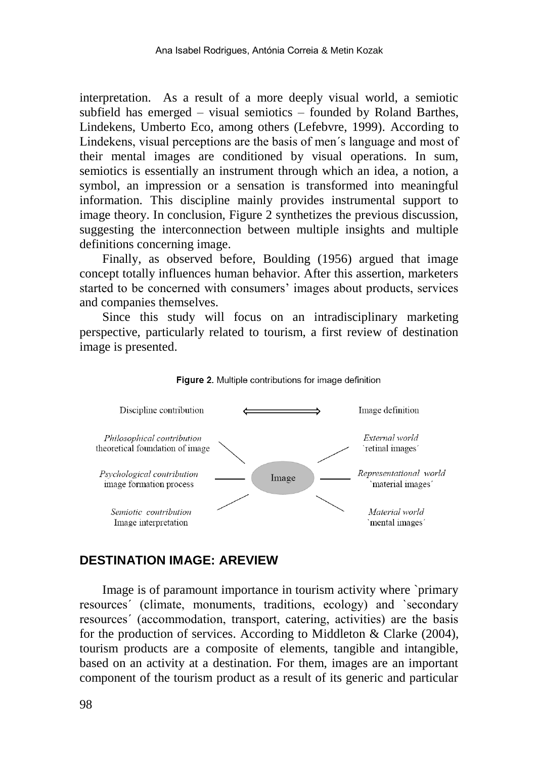interpretation. As a result of a more deeply visual world, a semiotic subfield has emerged – visual semiotics – founded by Roland Barthes, Lindekens, Umberto Eco, among others (Lefebvre, 1999). According to Lindekens, visual perceptions are the basis of men´s language and most of their mental images are conditioned by visual operations. In sum, semiotics is essentially an instrument through which an idea, a notion, a symbol, an impression or a sensation is transformed into meaningful information. This discipline mainly provides instrumental support to image theory. In conclusion, Figure 2 synthetizes the previous discussion, suggesting the interconnection between multiple insights and multiple definitions concerning image.

Finally, as observed before, Boulding (1956) argued that image concept totally influences human behavior. After this assertion, marketers started to be concerned with consumers' images about products, services and companies themselves.

Since this study will focus on an intradisciplinary marketing perspective, particularly related to tourism, a first review of destination image is presented.

**Figure 2.** Multiple contributions for image definition

| Discipline contribution | ⟺ | Image definition |
|---|---|---|
| *Philosophical contribution* theoretical foundation of image | Image | *External world* `retinal images´ |
| *Psychological contribution* image formation process | Image | *Representational world* `material images´ |
| *Semiotic contribution* Image interpretation | Image | *Material world* `mental images´ |

## DESTINATION IMAGE: AREVIEW

Image is of paramount importance in tourism activity where `primary resources´ (climate, monuments, traditions, ecology) and `secondary resources´ (accommodation, transport, catering, activities) are the basis for the production of services. According to Middleton & Clarke (2004), tourism products are a composite of elements, tangible and intangible, based on an activity at a destination. For them, images are an important component of the tourism product as a result of its generic and particular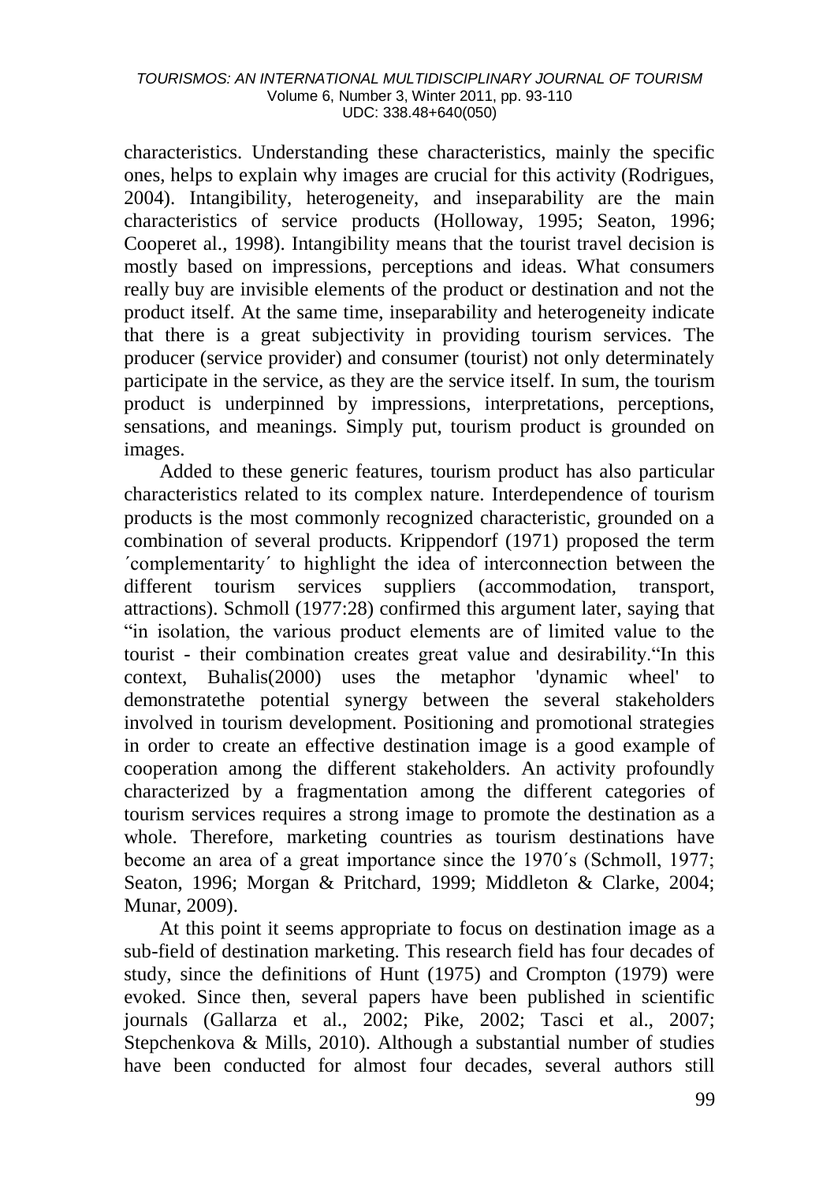characteristics. Understanding these characteristics, mainly the specific ones, helps to explain why images are crucial for this activity (Rodrigues, 2004). Intangibility, heterogeneity, and inseparability are the main characteristics of service products (Holloway, 1995; Seaton, 1996; Cooperet al., 1998). Intangibility means that the tourist travel decision is mostly based on impressions, perceptions and ideas. What consumers really buy are invisible elements of the product or destination and not the product itself. At the same time, inseparability and heterogeneity indicate that there is a great subjectivity in providing tourism services. The producer (service provider) and consumer (tourist) not only determinately participate in the service, as they are the service itself. In sum, the tourism product is underpinned by impressions, interpretations, perceptions, sensations, and meanings. Simply put, tourism product is grounded on images.

Added to these generic features, tourism product has also particular characteristics related to its complex nature. Interdependence of tourism products is the most commonly recognized characteristic, grounded on a combination of several products. Krippendorf (1971) proposed the term ´complementarity´ to highlight the idea of interconnection between the different tourism services suppliers (accommodation, transport, attractions). Schmoll (1977:28) confirmed this argument later, saying that "in isolation, the various product elements are of limited value to the tourist - their combination creates great value and desirability."In this context, Buhalis(2000) uses the metaphor 'dynamic wheel' to demonstratethe potential synergy between the several stakeholders involved in tourism development. Positioning and promotional strategies in order to create an effective destination image is a good example of cooperation among the different stakeholders. An activity profoundly characterized by a fragmentation among the different categories of tourism services requires a strong image to promote the destination as a whole. Therefore, marketing countries as tourism destinations have become an area of a great importance since the 1970´s (Schmoll, 1977; Seaton, 1996; Morgan & Pritchard, 1999; Middleton & Clarke, 2004; Munar, 2009).

At this point it seems appropriate to focus on destination image as a sub-field of destination marketing. This research field has four decades of study, since the definitions of Hunt (1975) and Crompton (1979) were evoked. Since then, several papers have been published in scientific journals (Gallarza et al., 2002; Pike, 2002; Tasci et al., 2007; Stepchenkova & Mills, 2010). Although a substantial number of studies have been conducted for almost four decades, several authors still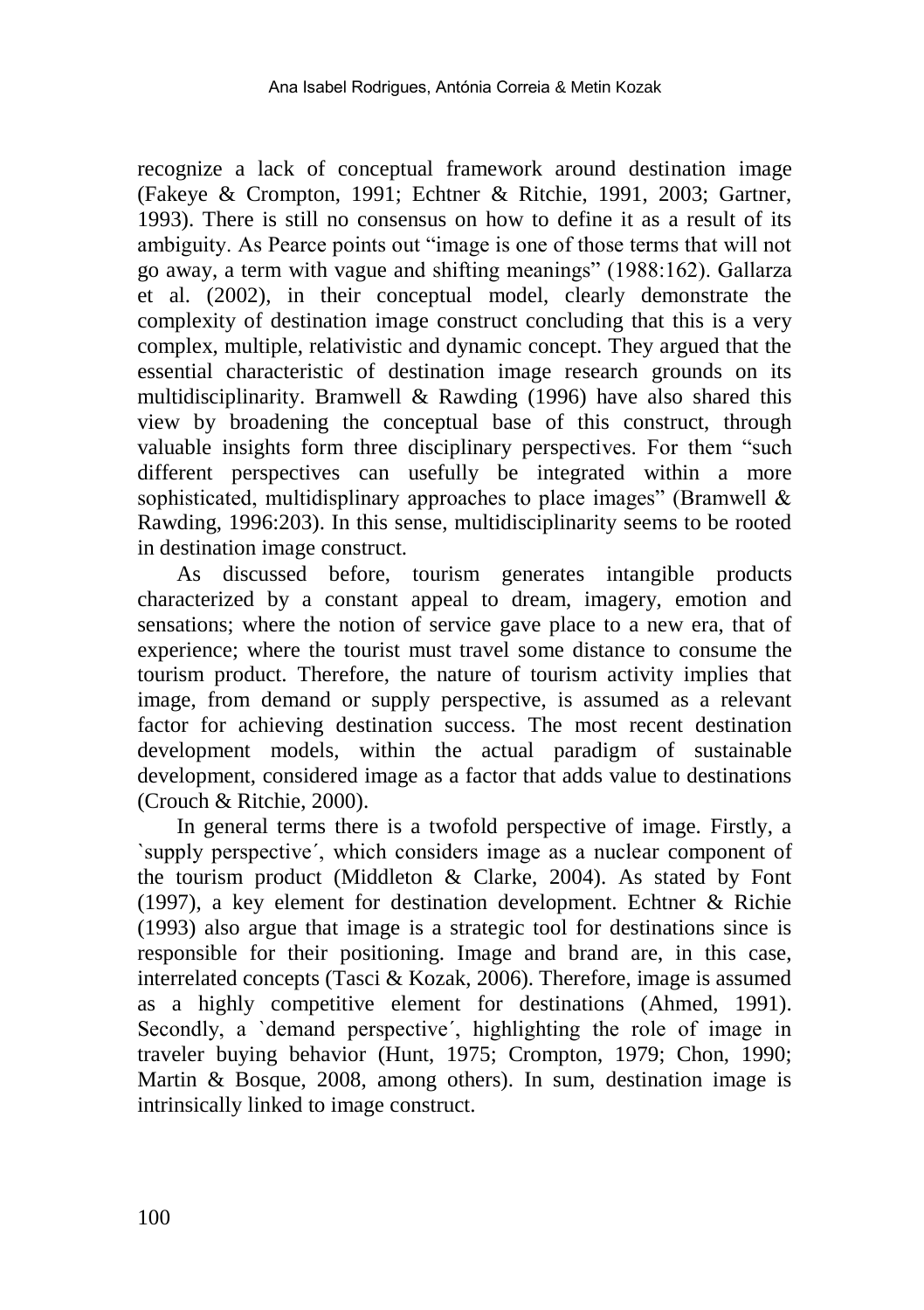recognize a lack of conceptual framework around destination image (Fakeye & Crompton, 1991; Echtner & Ritchie, 1991, 2003; Gartner, 1993). There is still no consensus on how to define it as a result of its ambiguity. As Pearce points out "image is one of those terms that will not go away, a term with vague and shifting meanings" (1988:162). Gallarza et al. (2002), in their conceptual model, clearly demonstrate the complexity of destination image construct concluding that this is a very complex, multiple, relativistic and dynamic concept. They argued that the essential characteristic of destination image research grounds on its multidisciplinarity. Bramwell & Rawding (1996) have also shared this view by broadening the conceptual base of this construct, through valuable insights form three disciplinary perspectives. For them "such different perspectives can usefully be integrated within a more sophisticated, multidisplinary approaches to place images" (Bramwell & Rawding, 1996:203). In this sense, multidisciplinarity seems to be rooted in destination image construct.

As discussed before, tourism generates intangible products characterized by a constant appeal to dream, imagery, emotion and sensations; where the notion of service gave place to a new era, that of experience; where the tourist must travel some distance to consume the tourism product. Therefore, the nature of tourism activity implies that image, from demand or supply perspective, is assumed as a relevant factor for achieving destination success. The most recent destination development models, within the actual paradigm of sustainable development, considered image as a factor that adds value to destinations (Crouch & Ritchie, 2000).

In general terms there is a twofold perspective of image. Firstly, a `supply perspective´, which considers image as a nuclear component of the tourism product (Middleton & Clarke, 2004). As stated by Font (1997), a key element for destination development. Echtner & Richie (1993) also argue that image is a strategic tool for destinations since is responsible for their positioning. Image and brand are, in this case, interrelated concepts (Tasci & Kozak, 2006). Therefore, image is assumed as a highly competitive element for destinations (Ahmed, 1991). Secondly, a `demand perspective´, highlighting the role of image in traveler buying behavior (Hunt, 1975; Crompton, 1979; Chon, 1990; Martin & Bosque, 2008, among others). In sum, destination image is intrinsically linked to image construct.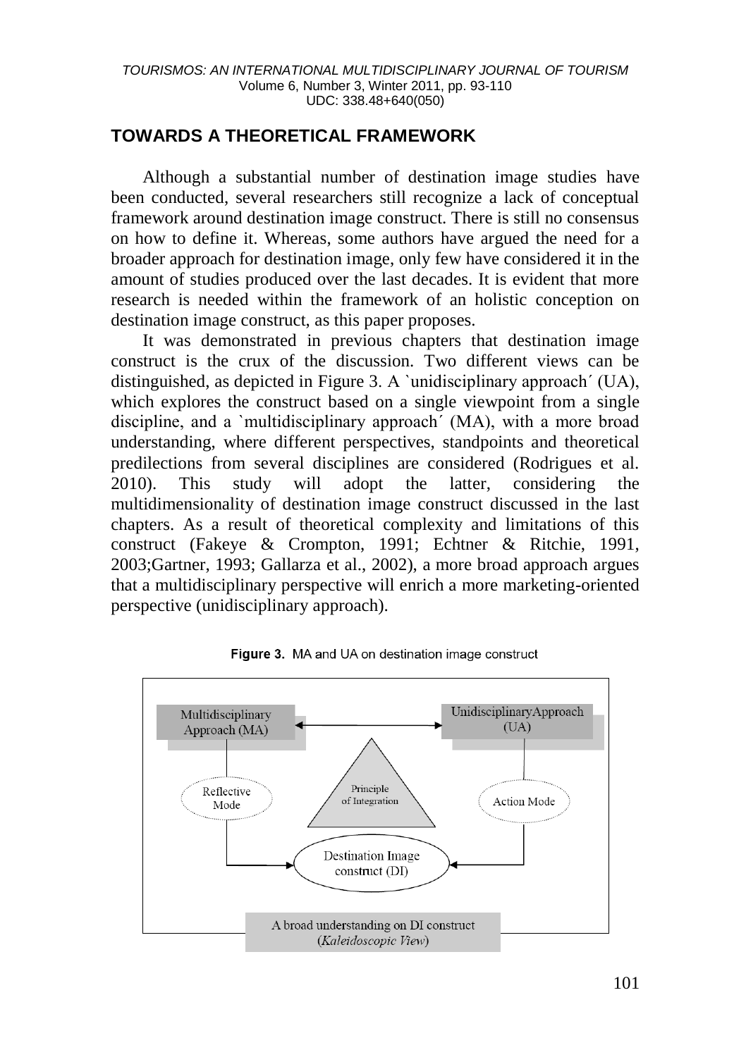## TOWARDS A THEORETICAL FRAMEWORK

Although a substantial number of destination image studies have been conducted, several researchers still recognize a lack of conceptual framework around destination image construct. There is still no consensus on how to define it. Whereas, some authors have argued the need for a broader approach for destination image, only few have considered it in the amount of studies produced over the last decades. It is evident that more research is needed within the framework of an holistic conception on destination image construct, as this paper proposes.

It was demonstrated in previous chapters that destination image construct is the crux of the discussion. Two different views can be distinguished, as depicted in Figure 3. A `unidisciplinary approach´ (UA), which explores the construct based on a single viewpoint from a single discipline, and a `multidisciplinary approach´ (MA), with a more broad understanding, where different perspectives, standpoints and theoretical predilections from several disciplines are considered (Rodrigues et al. 2010). This study will adopt the latter, considering the multidimensionality of destination image construct discussed in the last chapters. As a result of theoretical complexity and limitations of this construct (Fakeye & Crompton, 1991; Echtner & Ritchie, 1991, 2003;Gartner, 1993; Gallarza et al., 2002), a more broad approach argues that a multidisciplinary perspective will enrich a more marketing-oriented perspective (unidisciplinary approach).

**Figure 3.** MA and UA on destination image construct

Multidisciplinary Approach (MA) | UnidisciplinaryApproach (UA)

Reflective Mode | Principle of Integration | Action Mode

Destination Image construct (DI)

A broad understanding on DI construct (*Kaleidoscopic View*)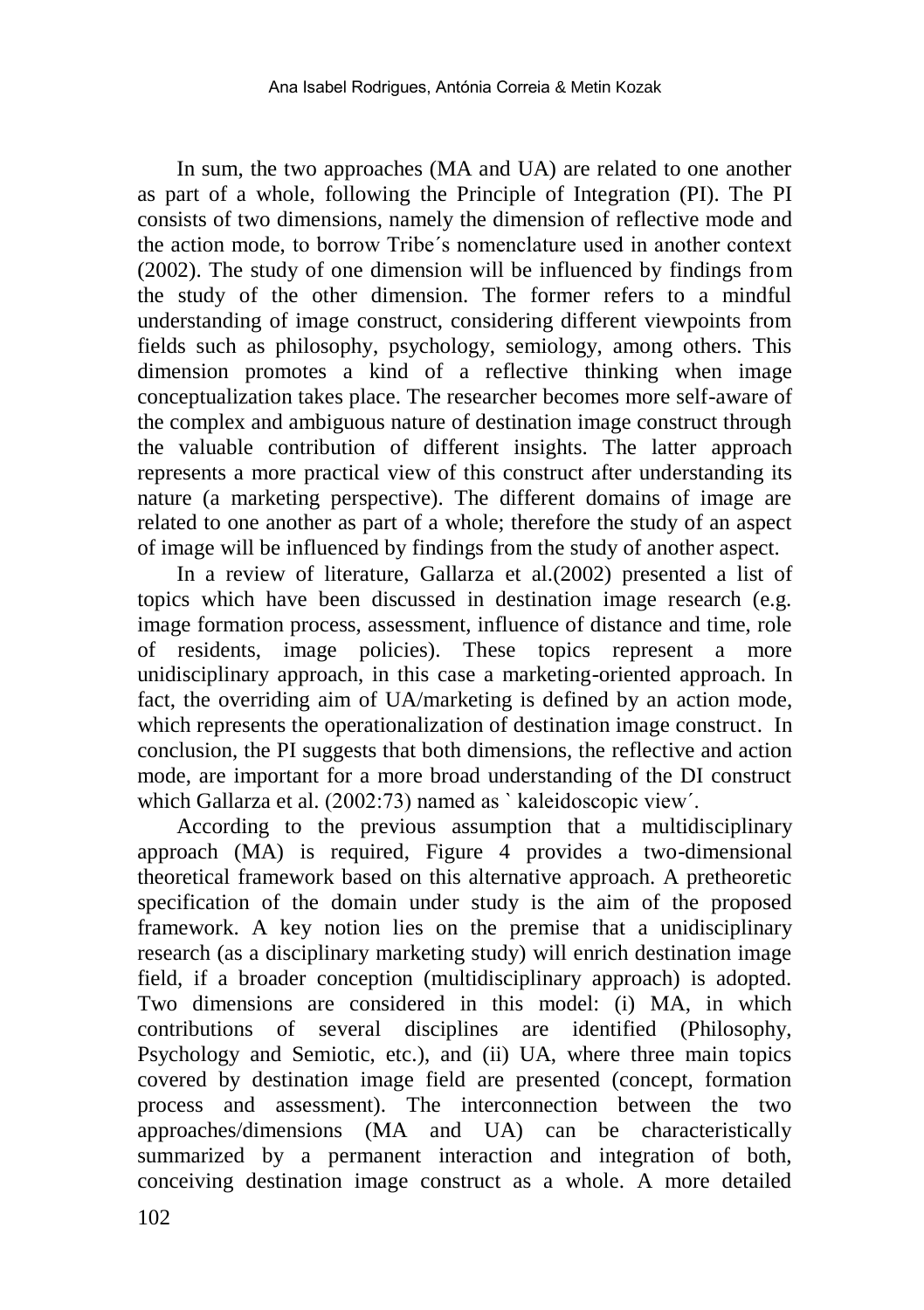In sum, the two approaches (MA and UA) are related to one another as part of a whole, following the Principle of Integration (PI). The PI consists of two dimensions, namely the dimension of reflective mode and the action mode, to borrow Tribe´s nomenclature used in another context (2002). The study of one dimension will be influenced by findings from the study of the other dimension. The former refers to a mindful understanding of image construct, considering different viewpoints from fields such as philosophy, psychology, semiology, among others. This dimension promotes a kind of a reflective thinking when image conceptualization takes place. The researcher becomes more self-aware of the complex and ambiguous nature of destination image construct through the valuable contribution of different insights. The latter approach represents a more practical view of this construct after understanding its nature (a marketing perspective). The different domains of image are related to one another as part of a whole; therefore the study of an aspect of image will be influenced by findings from the study of another aspect.

In a review of literature, Gallarza et al.(2002) presented a list of topics which have been discussed in destination image research (e.g. image formation process, assessment, influence of distance and time, role of residents, image policies). These topics represent a more unidisciplinary approach, in this case a marketing-oriented approach. In fact, the overriding aim of UA/marketing is defined by an action mode, which represents the operationalization of destination image construct. In conclusion, the PI suggests that both dimensions, the reflective and action mode, are important for a more broad understanding of the DI construct which Gallarza et al. (2002:73) named as ` kaleidoscopic view´.

According to the previous assumption that a multidisciplinary approach (MA) is required, Figure 4 provides a two-dimensional theoretical framework based on this alternative approach. A pretheoretic specification of the domain under study is the aim of the proposed framework. A key notion lies on the premise that a unidisciplinary research (as a disciplinary marketing study) will enrich destination image field, if a broader conception (multidisciplinary approach) is adopted. Two dimensions are considered in this model: (i) MA, in which contributions of several disciplines are identified (Philosophy, Psychology and Semiotic, etc.), and (ii) UA, where three main topics covered by destination image field are presented (concept, formation process and assessment). The interconnection between the two approaches/dimensions (MA and UA) can be characteristically summarized by a permanent interaction and integration of both, conceiving destination image construct as a whole. A more detailed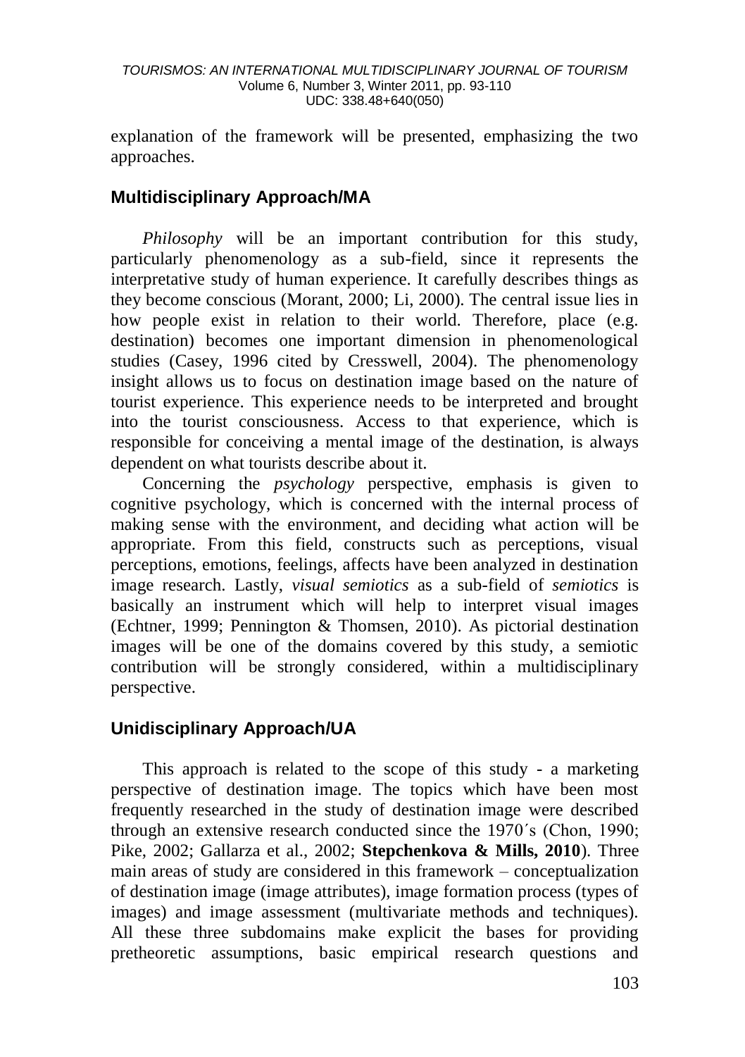explanation of the framework will be presented, emphasizing the two approaches.

## Multidisciplinary Approach/MA

*Philosophy* will be an important contribution for this study, particularly phenomenology as a sub-field, since it represents the interpretative study of human experience. It carefully describes things as they become conscious (Morant, 2000; Li, 2000). The central issue lies in how people exist in relation to their world. Therefore, place (e.g. destination) becomes one important dimension in phenomenological studies (Casey, 1996 cited by Cresswell, 2004). The phenomenology insight allows us to focus on destination image based on the nature of tourist experience. This experience needs to be interpreted and brought into the tourist consciousness. Access to that experience, which is responsible for conceiving a mental image of the destination, is always dependent on what tourists describe about it.

Concerning the *psychology* perspective, emphasis is given to cognitive psychology, which is concerned with the internal process of making sense with the environment, and deciding what action will be appropriate. From this field, constructs such as perceptions, visual perceptions, emotions, feelings, affects have been analyzed in destination image research. Lastly, *visual semiotics* as a sub-field of *semiotics* is basically an instrument which will help to interpret visual images (Echtner, 1999; Pennington & Thomsen, 2010). As pictorial destination images will be one of the domains covered by this study, a semiotic contribution will be strongly considered, within a multidisciplinary perspective.

## Unidisciplinary Approach/UA

This approach is related to the scope of this study - a marketing perspective of destination image. The topics which have been most frequently researched in the study of destination image were described through an extensive research conducted since the 1970´s (Chon, 1990; Pike, 2002; Gallarza et al., 2002; **Stepchenkova & Mills, 2010**). Three main areas of study are considered in this framework – conceptualization of destination image (image attributes), image formation process (types of images) and image assessment (multivariate methods and techniques). All these three subdomains make explicit the bases for providing pretheoretic assumptions, basic empirical research questions and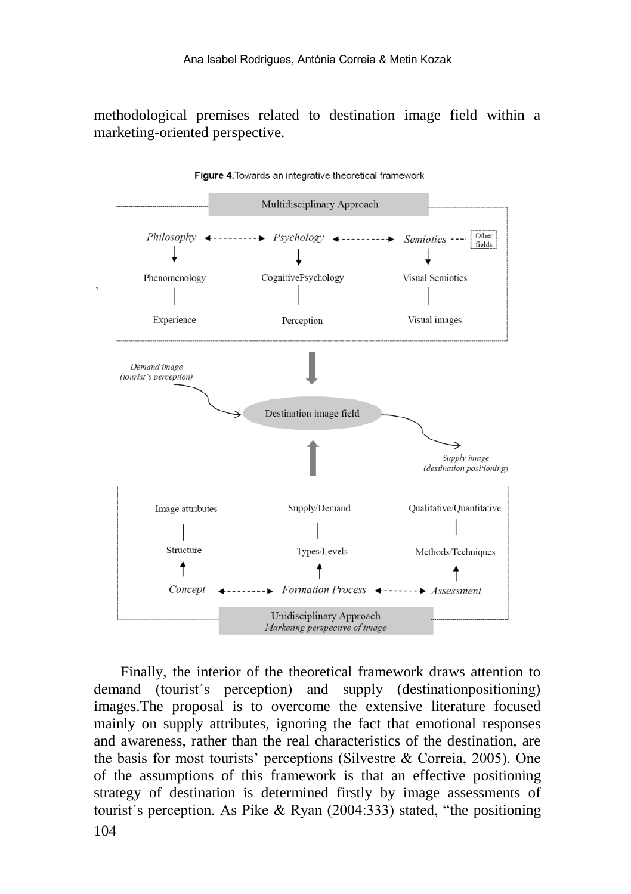methodological premises related to destination image field within a marketing-oriented perspective.

**Figure 4.** Towards an integrative theoretical framework

Multidisciplinary Approach

*Philosophy* ←--→ *Psychology* ←--→ *Semiotics* --- Other fields

Phenomenology — Experience

CognitivePsychology — Perception

Visual Semiotics — Visual images

*Demand image (tourist´s perception)*

Destination image field

*Supply image (destination positioning)*

Image attributes — Structure — *Concept*

Supply/Demand — Types/Levels — *Formation Process*

Qualitative/Quantitative — Methods/Techniques — *Assessment*

Unidisciplinary Approach
*Marketing perspective of image*

Finally, the interior of the theoretical framework draws attention to demand (tourist´s perception) and supply (destinationpositioning) images.The proposal is to overcome the extensive literature focused mainly on supply attributes, ignoring the fact that emotional responses and awareness, rather than the real characteristics of the destination, are the basis for most tourists' perceptions (Silvestre & Correia, 2005). One of the assumptions of this framework is that an effective positioning strategy of destination is determined firstly by image assessments of tourist´s perception. As Pike & Ryan (2004:333) stated, "the positioning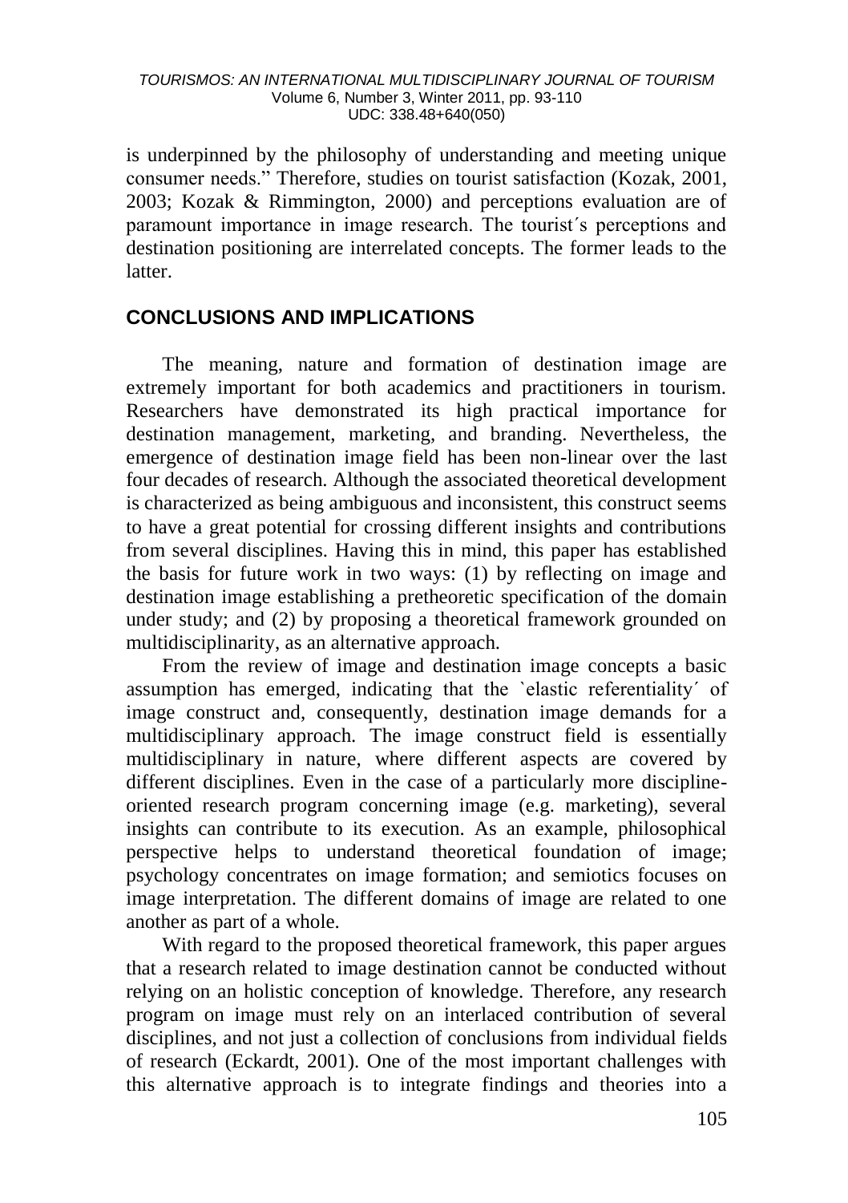is underpinned by the philosophy of understanding and meeting unique consumer needs." Therefore, studies on tourist satisfaction (Kozak, 2001, 2003; Kozak & Rimmington, 2000) and perceptions evaluation are of paramount importance in image research. The tourist´s perceptions and destination positioning are interrelated concepts. The former leads to the latter.

## CONCLUSIONS AND IMPLICATIONS

The meaning, nature and formation of destination image are extremely important for both academics and practitioners in tourism. Researchers have demonstrated its high practical importance for destination management, marketing, and branding. Nevertheless, the emergence of destination image field has been non-linear over the last four decades of research. Although the associated theoretical development is characterized as being ambiguous and inconsistent, this construct seems to have a great potential for crossing different insights and contributions from several disciplines. Having this in mind, this paper has established the basis for future work in two ways: (1) by reflecting on image and destination image establishing a pretheoretic specification of the domain under study; and (2) by proposing a theoretical framework grounded on multidisciplinarity, as an alternative approach.

From the review of image and destination image concepts a basic assumption has emerged, indicating that the `elastic referentiality´ of image construct and, consequently, destination image demands for a multidisciplinary approach. The image construct field is essentially multidisciplinary in nature, where different aspects are covered by different disciplines. Even in the case of a particularly more discipline-oriented research program concerning image (e.g. marketing), several insights can contribute to its execution. As an example, philosophical perspective helps to understand theoretical foundation of image; psychology concentrates on image formation; and semiotics focuses on image interpretation. The different domains of image are related to one another as part of a whole.

With regard to the proposed theoretical framework, this paper argues that a research related to image destination cannot be conducted without relying on an holistic conception of knowledge. Therefore, any research program on image must rely on an interlaced contribution of several disciplines, and not just a collection of conclusions from individual fields of research (Eckardt, 2001). One of the most important challenges with this alternative approach is to integrate findings and theories into a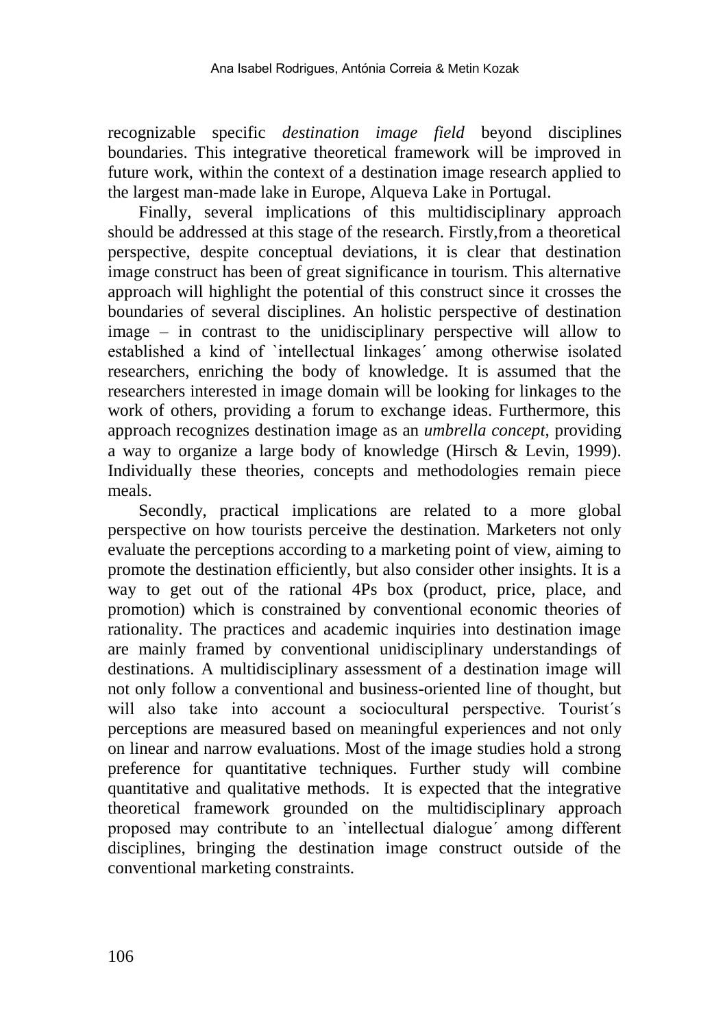recognizable specific *destination image field* beyond disciplines boundaries. This integrative theoretical framework will be improved in future work, within the context of a destination image research applied to the largest man-made lake in Europe, Alqueva Lake in Portugal.

Finally, several implications of this multidisciplinary approach should be addressed at this stage of the research. Firstly,from a theoretical perspective, despite conceptual deviations, it is clear that destination image construct has been of great significance in tourism. This alternative approach will highlight the potential of this construct since it crosses the boundaries of several disciplines. An holistic perspective of destination image – in contrast to the unidisciplinary perspective will allow to established a kind of `intellectual linkages´ among otherwise isolated researchers, enriching the body of knowledge. It is assumed that the researchers interested in image domain will be looking for linkages to the work of others, providing a forum to exchange ideas. Furthermore, this approach recognizes destination image as an *umbrella concept*, providing a way to organize a large body of knowledge (Hirsch & Levin, 1999). Individually these theories, concepts and methodologies remain piece meals.

Secondly, practical implications are related to a more global perspective on how tourists perceive the destination. Marketers not only evaluate the perceptions according to a marketing point of view, aiming to promote the destination efficiently, but also consider other insights. It is a way to get out of the rational 4Ps box (product, price, place, and promotion) which is constrained by conventional economic theories of rationality. The practices and academic inquiries into destination image are mainly framed by conventional unidisciplinary understandings of destinations. A multidisciplinary assessment of a destination image will not only follow a conventional and business-oriented line of thought, but will also take into account a sociocultural perspective. Tourist´s perceptions are measured based on meaningful experiences and not only on linear and narrow evaluations. Most of the image studies hold a strong preference for quantitative techniques. Further study will combine quantitative and qualitative methods. It is expected that the integrative theoretical framework grounded on the multidisciplinary approach proposed may contribute to an `intellectual dialogue´ among different disciplines, bringing the destination image construct outside of the conventional marketing constraints.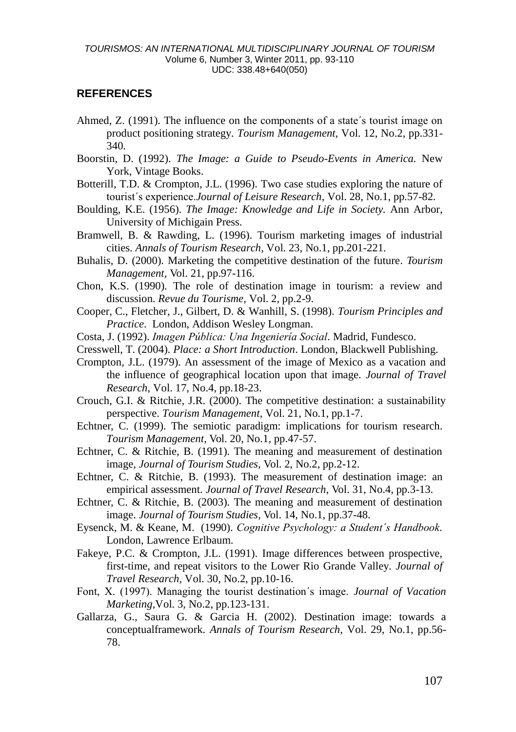## REFERENCES

Ahmed, Z. (1991). The influence on the components of a state´s tourist image on product positioning strategy. *Tourism Management*, Vol. 12, No.2, pp.331-340.

Boorstin, D. (1992). *The Image: a Guide to Pseudo-Events in America.* New York, Vintage Books.

Botterill, T.D. & Crompton, J.L. (1996). Two case studies exploring the nature of tourist´s experience.*Journal of Leisure Research*, Vol. 28, No.1, pp.57-82.

Boulding, K.E. (1956). *The Image: Knowledge and Life in Society.* Ann Arbor, University of Michigain Press.

Bramwell, B. & Rawding, L. (1996). Tourism marketing images of industrial cities. *Annals of Tourism Research*, Vol. 23, No.1, pp.201-221.

Buhalis, D. (2000). Marketing the competitive destination of the future. *Tourism Management*, Vol. 21, pp.97-116.

Chon, K.S. (1990). The role of destination image in tourism: a review and discussion. *Revue du Tourisme*, Vol. 2, pp.2-9.

Cooper, C., Fletcher, J., Gilbert, D. & Wanhill, S. (1998). *Tourism Principles and Practice*. London, Addison Wesley Longman.

Costa, J. (1992). *Imagen Pública: Una Ingeniería Social*. Madrid, Fundesco.

Cresswell, T. (2004). *Place: a Short Introduction*. London, Blackwell Publishing.

Crompton, J.L. (1979). An assessment of the image of Mexico as a vacation and the influence of geographical location upon that image. *Journal of Travel Research*, Vol. 17, No.4, pp.18-23.

Crouch, G.I. & Ritchie, J.R. (2000). The competitive destination: a sustainability perspective. *Tourism Management*, Vol. 21, No.1, pp.1-7.

Echtner, C. (1999). The semiotic paradigm: implications for tourism research. *Tourism Management*, Vol. 20, No.1, pp.47-57.

Echtner, C. & Ritchie, B. (1991). The meaning and measurement of destination image, *Journal of Tourism Studies*, Vol. 2, No.2, pp.2-12.

Echtner, C. & Ritchie, B. (1993). The measurement of destination image: an empirical assessment. *Journal of Travel Research*, Vol. 31, No.4, pp.3-13.

Echtner, C. & Ritchie, B. (2003). The meaning and measurement of destination image. *Journal of Tourism Studies*, Vol. 14, No.1, pp.37-48.

Eysenck, M. & Keane, M. (1990). *Cognitive Psychology: a Student´s Handbook*. London, Lawrence Erlbaum.

Fakeye, P.C. & Crompton, J.L. (1991). Image differences between prospective, first-time, and repeat visitors to the Lower Rio Grande Valley. *Journal of Travel Research*, Vol. 30, No.2, pp.10-16.

Font, X. (1997). Managing the tourist destination´s image. *Journal of Vacation Marketing*,Vol. 3, No.2, pp.123-131.

Gallarza, G., Saura G. & Garcia H. (2002). Destination image: towards a conceptualframework. *Annals of Tourism Research*, Vol. 29, No.1, pp.56-78.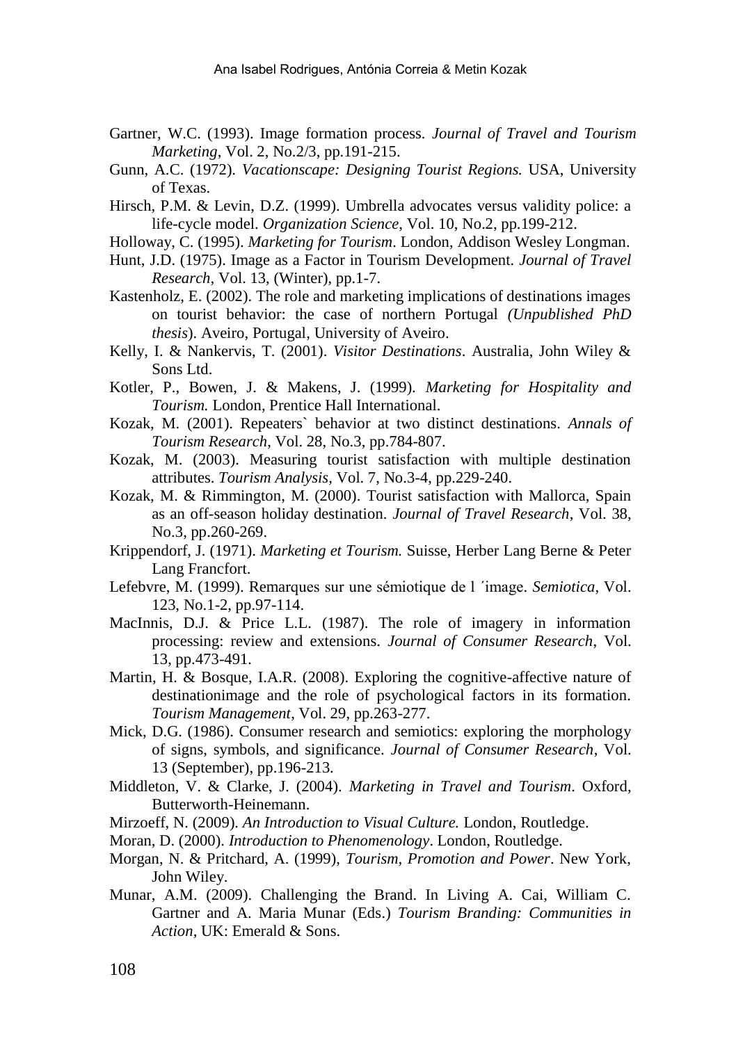Gartner, W.C. (1993). Image formation process. *Journal of Travel and Tourism Marketing*, Vol. 2, No.2/3, pp.191-215.

Gunn, A.C. (1972). *Vacationscape: Designing Tourist Regions.* USA, University of Texas.

Hirsch, P.M. & Levin, D.Z. (1999). Umbrella advocates versus validity police: a life-cycle model. *Organization Science*, Vol. 10, No.2, pp.199-212.

Holloway, C. (1995). *Marketing for Tourism*. London, Addison Wesley Longman.

Hunt, J.D. (1975). Image as a Factor in Tourism Development. *Journal of Travel Research*, Vol. 13, (Winter), pp.1-7.

Kastenholz, E. (2002). The role and marketing implications of destinations images on tourist behavior: the case of northern Portugal *(Unpublished PhD thesis*). Aveiro, Portugal, University of Aveiro.

Kelly, I. & Nankervis, T. (2001). *Visitor Destinations*. Australia, John Wiley & Sons Ltd.

Kotler, P., Bowen, J. & Makens, J. (1999). *Marketing for Hospitality and Tourism.* London, Prentice Hall International.

Kozak, M. (2001). Repeaters` behavior at two distinct destinations. *Annals of Tourism Research*, Vol. 28, No.3, pp.784-807.

Kozak, M. (2003). Measuring tourist satisfaction with multiple destination attributes. *Tourism Analysis*, Vol. 7, No.3-4, pp.229-240.

Kozak, M. & Rimmington, M. (2000). Tourist satisfaction with Mallorca, Spain as an off-season holiday destination. *Journal of Travel Research*, Vol. 38, No.3, pp.260-269.

Krippendorf, J. (1971). *Marketing et Tourism.* Suisse, Herber Lang Berne & Peter Lang Francfort.

Lefebvre, M. (1999). Remarques sur une sémiotique de l ´image. *Semiotica*, Vol. 123, No.1-2, pp.97-114.

MacInnis, D.J. & Price L.L. (1987). The role of imagery in information processing: review and extensions. *Journal of Consumer Research*, Vol. 13, pp.473-491.

Martin, H. & Bosque, I.A.R. (2008). Exploring the cognitive-affective nature of destinationimage and the role of psychological factors in its formation. *Tourism Management*, Vol. 29, pp.263-277.

Mick, D.G. (1986). Consumer research and semiotics: exploring the morphology of signs, symbols, and significance. *Journal of Consumer Research*, Vol. 13 (September), pp.196-213.

Middleton, V. & Clarke, J. (2004). *Marketing in Travel and Tourism*. Oxford, Butterworth-Heinemann.

Mirzoeff, N. (2009). *An Introduction to Visual Culture.* London, Routledge.

Moran, D. (2000). *Introduction to Phenomenology*. London, Routledge.

Morgan, N. & Pritchard, A. (1999), *Tourism, Promotion and Power*. New York, John Wiley.

Munar, A.M. (2009). Challenging the Brand. In Living A. Cai, William C. Gartner and A. Maria Munar (Eds.) *Tourism Branding: Communities in Action*, UK: Emerald & Sons.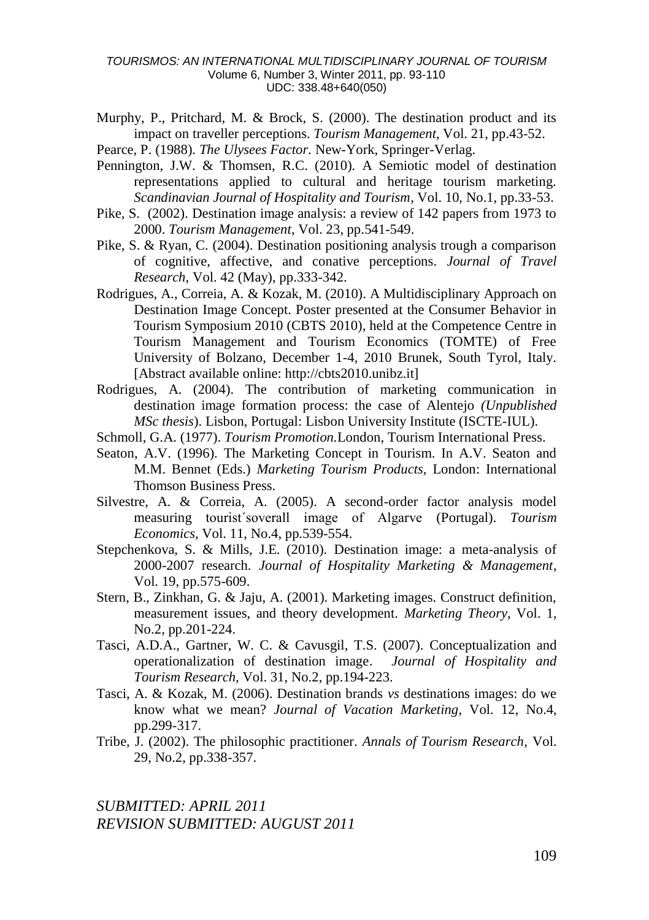Murphy, P., Pritchard, M. & Brock, S. (2000). The destination product and its impact on traveller perceptions. *Tourism Management*, Vol. 21, pp.43-52.

Pearce, P. (1988). *The Ulysees Factor*. New-York, Springer-Verlag.

Pennington, J.W. & Thomsen, R.C. (2010). A Semiotic model of destination representations applied to cultural and heritage tourism marketing. *Scandinavian Journal of Hospitality and Tourism*, Vol. 10, No.1, pp.33-53.

Pike, S. (2002). Destination image analysis: a review of 142 papers from 1973 to 2000. *Tourism Management*, Vol. 23, pp.541-549.

Pike, S. & Ryan, C. (2004). Destination positioning analysis trough a comparison of cognitive, affective, and conative perceptions. *Journal of Travel Research*, Vol. 42 (May), pp.333-342.

Rodrigues, A., Correia, A. & Kozak, M. (2010). A Multidisciplinary Approach on Destination Image Concept. Poster presented at the Consumer Behavior in Tourism Symposium 2010 (CBTS 2010), held at the Competence Centre in Tourism Management and Tourism Economics (TOMTE) of Free University of Bolzano, December 1-4, 2010 Brunek, South Tyrol, Italy. [Abstract available online: http://cbts2010.unibz.it]

Rodrigues, A. (2004). The contribution of marketing communication in destination image formation process: the case of Alentejo *(Unpublished MSc thesis*). Lisbon, Portugal: Lisbon University Institute (ISCTE-IUL).

Schmoll, G.A. (1977). *Tourism Promotion.*London, Tourism International Press.

Seaton, A.V. (1996). The Marketing Concept in Tourism. In A.V. Seaton and M.M. Bennet (Eds.) *Marketing Tourism Products,* London: International Thomson Business Press.

Silvestre, A. & Correia, A. (2005). A second-order factor analysis model measuring tourist´soverall image of Algarve (Portugal). *Tourism Economics,* Vol. 11, No.4, pp.539-554.

Stepchenkova, S. & Mills, J.E. (2010). Destination image: a meta-analysis of 2000-2007 research. *Journal of Hospitality Marketing & Management*, Vol. 19, pp.575-609.

Stern, B., Zinkhan, G. & Jaju, A. (2001). Marketing images. Construct definition, measurement issues, and theory development. *Marketing Theory*, Vol. 1, No.2, pp.201-224.

Tasci, A.D.A., Gartner, W. C. & Cavusgil, T.S. (2007). Conceptualization and operationalization of destination image. *Journal of Hospitality and Tourism Research,* Vol. 31, No.2, pp.194-223.

Tasci, A. & Kozak, M. (2006). Destination brands *vs* destinations images: do we know what we mean? *Journal of Vacation Marketing*, Vol. 12, No.4, pp.299-317.

Tribe, J. (2002). The philosophic practitioner. *Annals of Tourism Research*, Vol. 29, No.2, pp.338-357.

*SUBMITTED: APRIL 2011*
*REVISION SUBMITTED: AUGUST 2011*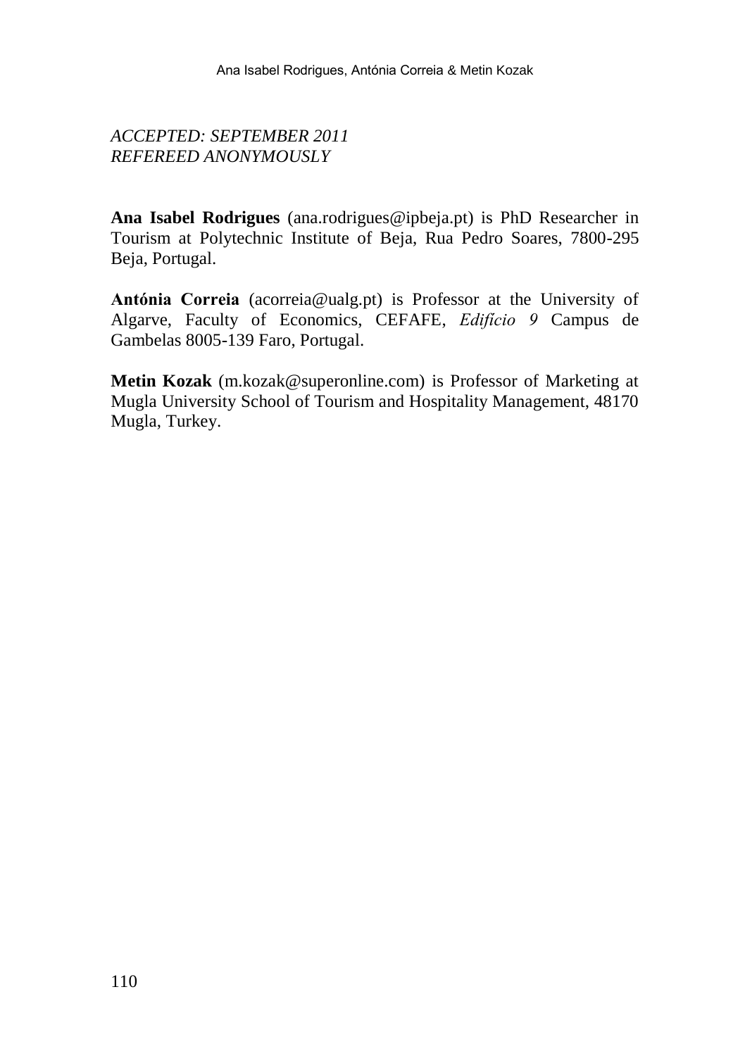*ACCEPTED: SEPTEMBER 2011*
*REFEREED ANONYMOUSLY*

**Ana Isabel Rodrigues** (ana.rodrigues@ipbeja.pt) is PhD Researcher in Tourism at Polytechnic Institute of Beja, Rua Pedro Soares, 7800-295 Beja, Portugal.

**Antónia Correia** (acorreia@ualg.pt) is Professor at the University of Algarve, Faculty of Economics, CEFAFE, *Edifício 9* Campus de Gambelas 8005-139 Faro, Portugal.

**Metin Kozak** (m.kozak@superonline.com) is Professor of Marketing at Mugla University School of Tourism and Hospitality Management, 48170 Mugla, Turkey.